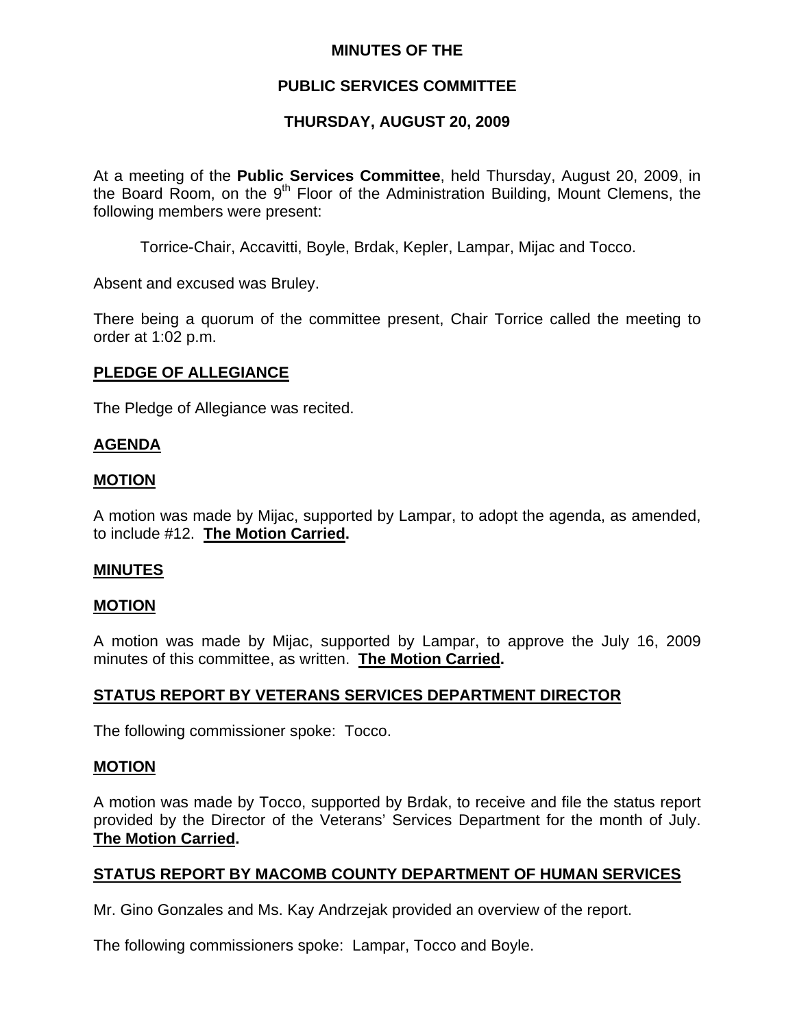# MINUTES OF THE

# PUBLIC SERVICES COMMITTEE

# THURSDAY, AUGUST 20, 2009

At a meeting of the **Public Services Committee**, held Thursday, August 20, 2009, in the Board Room, on the 9th Floor of the Administration Building, Mount Clemens, the following members were present:

Torrice-Chair, Accavitti, Boyle, Brdak, Kepler, Lampar, Mijac and Tocco.

Absent and excused was Bruley.

There being a quorum of the committee present, Chair Torrice called the meeting to order at 1:02 p.m.

## PLEDGE OF ALLEGIANCE

The Pledge of Allegiance was recited.

## AGENDA

## MOTION

A motion was made by Mijac, supported by Lampar, to adopt the agenda, as amended, to include #12. **The Motion Carried.**

## MINUTES

## MOTION

A motion was made by Mijac, supported by Lampar, to approve the July 16, 2009 minutes of this committee, as written. **The Motion Carried.**

## STATUS REPORT BY VETERANS SERVICES DEPARTMENT DIRECTOR

The following commissioner spoke: Tocco.

## MOTION

A motion was made by Tocco, supported by Brdak, to receive and file the status report provided by the Director of the Veterans' Services Department for the month of July. **The Motion Carried.**

## STATUS REPORT BY MACOMB COUNTY DEPARTMENT OF HUMAN SERVICES

Mr. Gino Gonzales and Ms. Kay Andrzejak provided an overview of the report.

The following commissioners spoke: Lampar, Tocco and Boyle.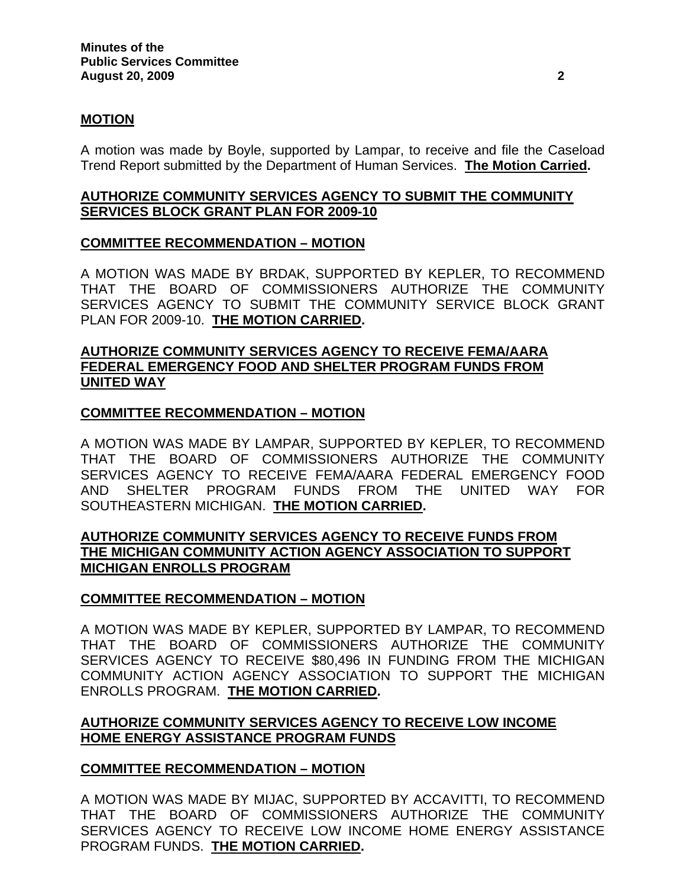**MOTION**

A motion was made by Boyle, supported by Lampar, to receive and file the Caseload Trend Report submitted by the Department of Human Services. **The Motion Carried.**

**AUTHORIZE COMMUNITY SERVICES AGENCY TO SUBMIT THE COMMUNITY SERVICES BLOCK GRANT PLAN FOR 2009-10**

**COMMITTEE RECOMMENDATION – MOTION**

A MOTION WAS MADE BY BRDAK, SUPPORTED BY KEPLER, TO RECOMMEND THAT THE BOARD OF COMMISSIONERS AUTHORIZE THE COMMUNITY SERVICES AGENCY TO SUBMIT THE COMMUNITY SERVICE BLOCK GRANT PLAN FOR 2009-10. **THE MOTION CARRIED.**

**AUTHORIZE COMMUNITY SERVICES AGENCY TO RECEIVE FEMA/AARA FEDERAL EMERGENCY FOOD AND SHELTER PROGRAM FUNDS FROM UNITED WAY**

**COMMITTEE RECOMMENDATION – MOTION**

A MOTION WAS MADE BY LAMPAR, SUPPORTED BY KEPLER, TO RECOMMEND THAT THE BOARD OF COMMISSIONERS AUTHORIZE THE COMMUNITY SERVICES AGENCY TO RECEIVE FEMA/AARA FEDERAL EMERGENCY FOOD AND SHELTER PROGRAM FUNDS FROM THE UNITED WAY FOR SOUTHEASTERN MICHIGAN. **THE MOTION CARRIED.**

**AUTHORIZE COMMUNITY SERVICES AGENCY TO RECEIVE FUNDS FROM THE MICHIGAN COMMUNITY ACTION AGENCY ASSOCIATION TO SUPPORT MICHIGAN ENROLLS PROGRAM**

**COMMITTEE RECOMMENDATION – MOTION**

A MOTION WAS MADE BY KEPLER, SUPPORTED BY LAMPAR, TO RECOMMEND THAT THE BOARD OF COMMISSIONERS AUTHORIZE THE COMMUNITY SERVICES AGENCY TO RECEIVE $80,496 IN FUNDING FROM THE MICHIGAN COMMUNITY ACTION AGENCY ASSOCIATION TO SUPPORT THE MICHIGAN ENROLLS PROGRAM. **THE MOTION CARRIED.**

**AUTHORIZE COMMUNITY SERVICES AGENCY TO RECEIVE LOW INCOME HOME ENERGY ASSISTANCE PROGRAM FUNDS**

**COMMITTEE RECOMMENDATION – MOTION**

A MOTION WAS MADE BY MIJAC, SUPPORTED BY ACCAVITTI, TO RECOMMEND THAT THE BOARD OF COMMISSIONERS AUTHORIZE THE COMMUNITY SERVICES AGENCY TO RECEIVE LOW INCOME HOME ENERGY ASSISTANCE PROGRAM FUNDS. **THE MOTION CARRIED.**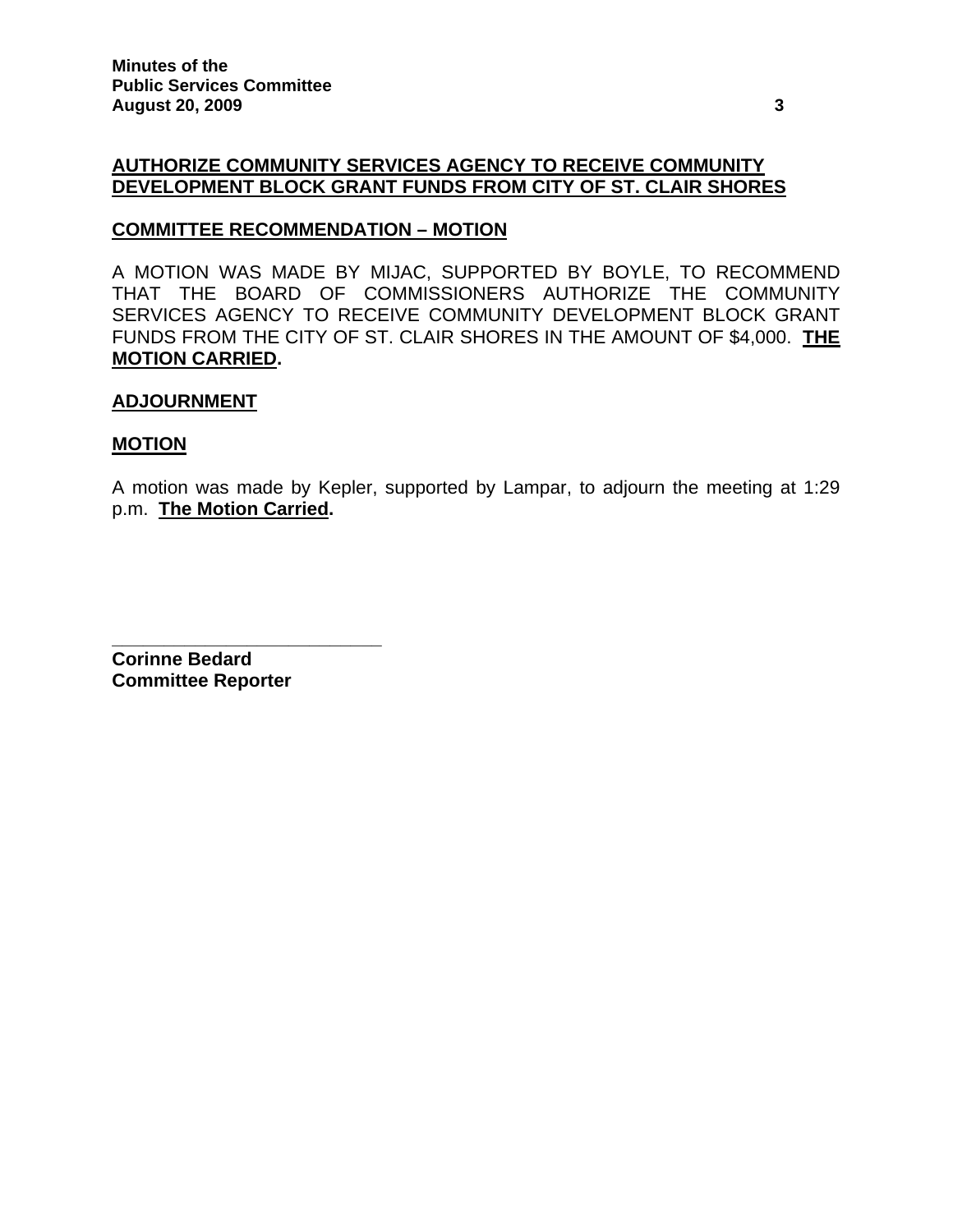## AUTHORIZE COMMUNITY SERVICES AGENCY TO RECEIVE COMMUNITY DEVELOPMENT BLOCK GRANT FUNDS FROM CITY OF ST. CLAIR SHORES

### COMMITTEE RECOMMENDATION – MOTION

A MOTION WAS MADE BY MIJAC, SUPPORTED BY BOYLE, TO RECOMMEND THAT THE BOARD OF COMMISSIONERS AUTHORIZE THE COMMUNITY SERVICES AGENCY TO RECEIVE COMMUNITY DEVELOPMENT BLOCK GRANT FUNDS FROM THE CITY OF ST. CLAIR SHORES IN THE AMOUNT OF $4,000. **THE MOTION CARRIED.**

## ADJOURNMENT

### MOTION

A motion was made by Kepler, supported by Lampar, to adjourn the meeting at 1:29 p.m. **The Motion Carried.**

\_\_\_\_\_\_\_\_\_\_\_\_\_\_\_\_\_\_\_\_\_\_\_\_\_\_\_

**Corinne Bedard**
**Committee Reporter**